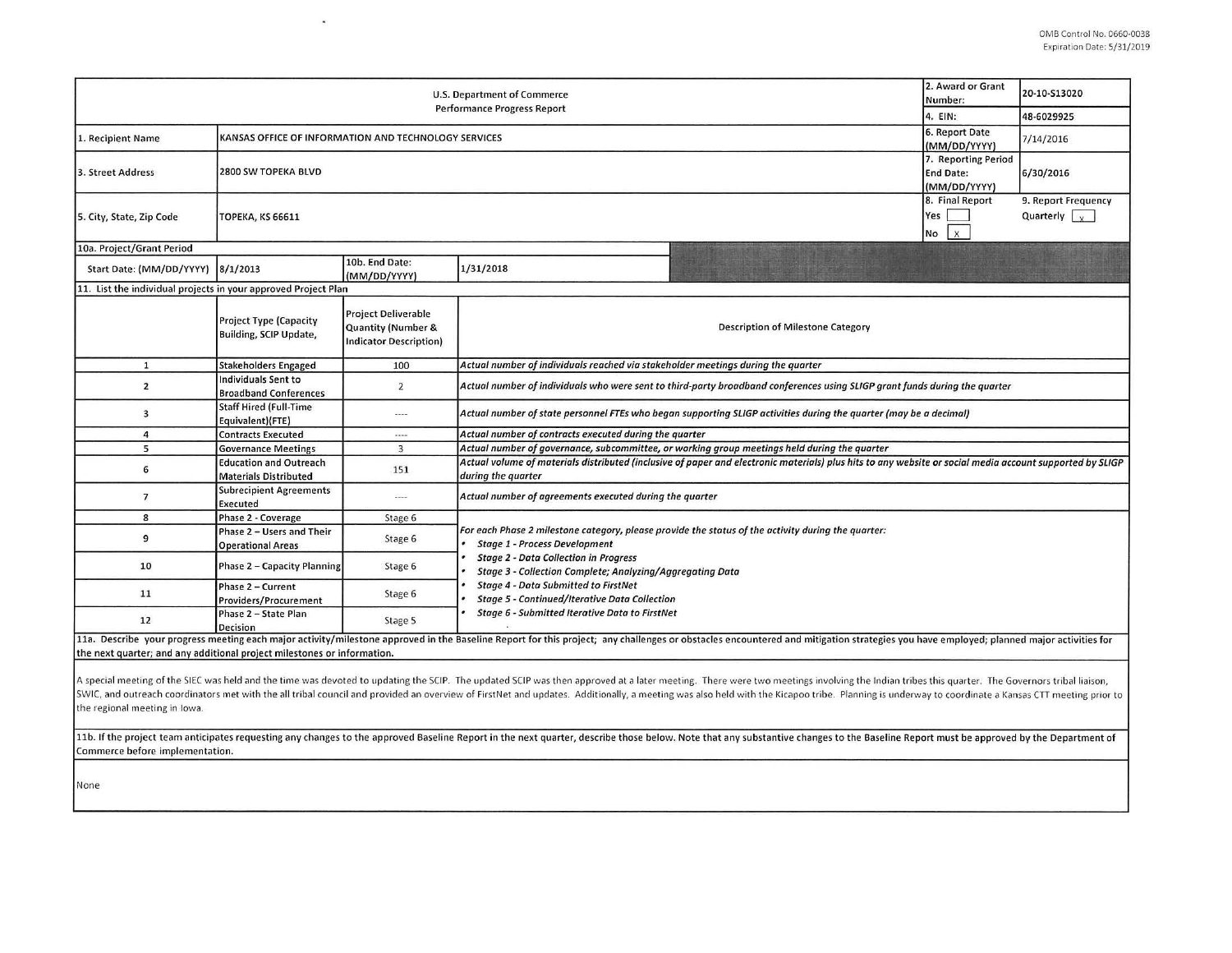OMB Control No. 0660-0038
Expiration Date: 5/31/2019

| U.S. Department of Commerce<br>Performance Progress Report | | | | 2. Award or Grant Number: | 20-10-S13020 |
|---|---|---|---|---|---|
| | | | | 4. EIN: | 48-6029925 |
| 1. Recipient Name | KANSAS OFFICE OF INFORMATION AND TECHNOLOGY SERVICES | | | 6. Report Date (MM/DD/YYYY) | 7/14/2016 |
| 3. Street Address | 2800 SW TOPEKA BLVD | | | 7. Reporting Period End Date: (MM/DD/YYYY) | 6/30/2016 |
| 5. City, State, Zip Code | TOPEKA, KS 66611 | | | 8. Final Report<br>Yes [ ]<br>No [X] | 9. Report Frequency<br>Quarterly [X] |
| 10a. Project/Grant Period | | | | | |
| Start Date: (MM/DD/YYYY) | 8/1/2013 | 10b. End Date: (MM/DD/YYYY) | 1/31/2018 | | |

11. List the individual projects in your approved Project Plan

| | Project Type (Capacity Building, SCIP Update, | Project Deliverable Quantity (Number & Indicator Description) | Description of Milestone Category |
|---|---|---|---|
| 1 | Stakeholders Engaged | 100 | *Actual number of individuals reached via stakeholder meetings during the quarter* |
| 2 | Individuals Sent to Broadband Conferences | 2 | *Actual number of individuals who were sent to third-party broadband conferences using SLIGP grant funds during the quarter* |
| 3 | Staff Hired (Full-Time Equivalent)(FTE) | ---- | *Actual number of state personnel FTEs who began supporting SLIGP activities during the quarter (may be a decimal)* |
| 4 | Contracts Executed | ---- | *Actual number of contracts executed during the quarter* |
| 5 | Governance Meetings | 3 | *Actual number of governance, subcommittee, or working group meetings held during the quarter* |
| 6 | Education and Outreach Materials Distributed | 151 | *Actual volume of materials distributed (inclusive of paper and electronic materials) plus hits to any website or social media account supported by SLIGP during the quarter* |
| 7 | Subrecipient Agreements Executed | ---- | *Actual number of agreements executed during the quarter* |
| 8 | Phase 2 - Coverage | Stage 6 | *For each Phase 2 milestone category, please provide the status of the activity during the quarter:*<br>• *Stage 1 - Process Development*<br>• *Stage 2 - Data Collection in Progress*<br>• *Stage 3 - Collection Complete; Analyzing/Aggregating Data*<br>• *Stage 4 - Data Submitted to FirstNet*<br>• *Stage 5 - Continued/Iterative Data Collection*<br>• *Stage 6 - Submitted Iterative Data to FirstNet* |
| 9 | Phase 2 – Users and Their Operational Areas | Stage 6 | |
| 10 | Phase 2 – Capacity Planning | Stage 6 | |
| 11 | Phase 2 – Current Providers/Procurement | Stage 6 | |
| 12 | Phase 2 – State Plan Decision | Stage 5 | |

11a. Describe your progress meeting each major activity/milestone approved in the Baseline Report for this project; any challenges or obstacles encountered and mitigation strategies you have employed; planned major activities for the next quarter; and any additional project milestones or information.

A special meeting of the SIEC was held and the time was devoted to updating the SCIP. The updated SCIP was then approved at a later meeting. There were two meetings involving the Indian tribes this quarter. The Governors tribal liaison, SWIC, and outreach coordinators met with the all tribal council and provided an overview of FirstNet and updates. Additionally, a meeting was also held with the Kicapoo tribe. Planning is underway to coordinate a Kansas CTT meeting prior to the regional meeting in Iowa.

11b. If the project team anticipates requesting any changes to the approved Baseline Report in the next quarter, describe those below. Note that any substantive changes to the Baseline Report must be approved by the Department of Commerce before implementation.

None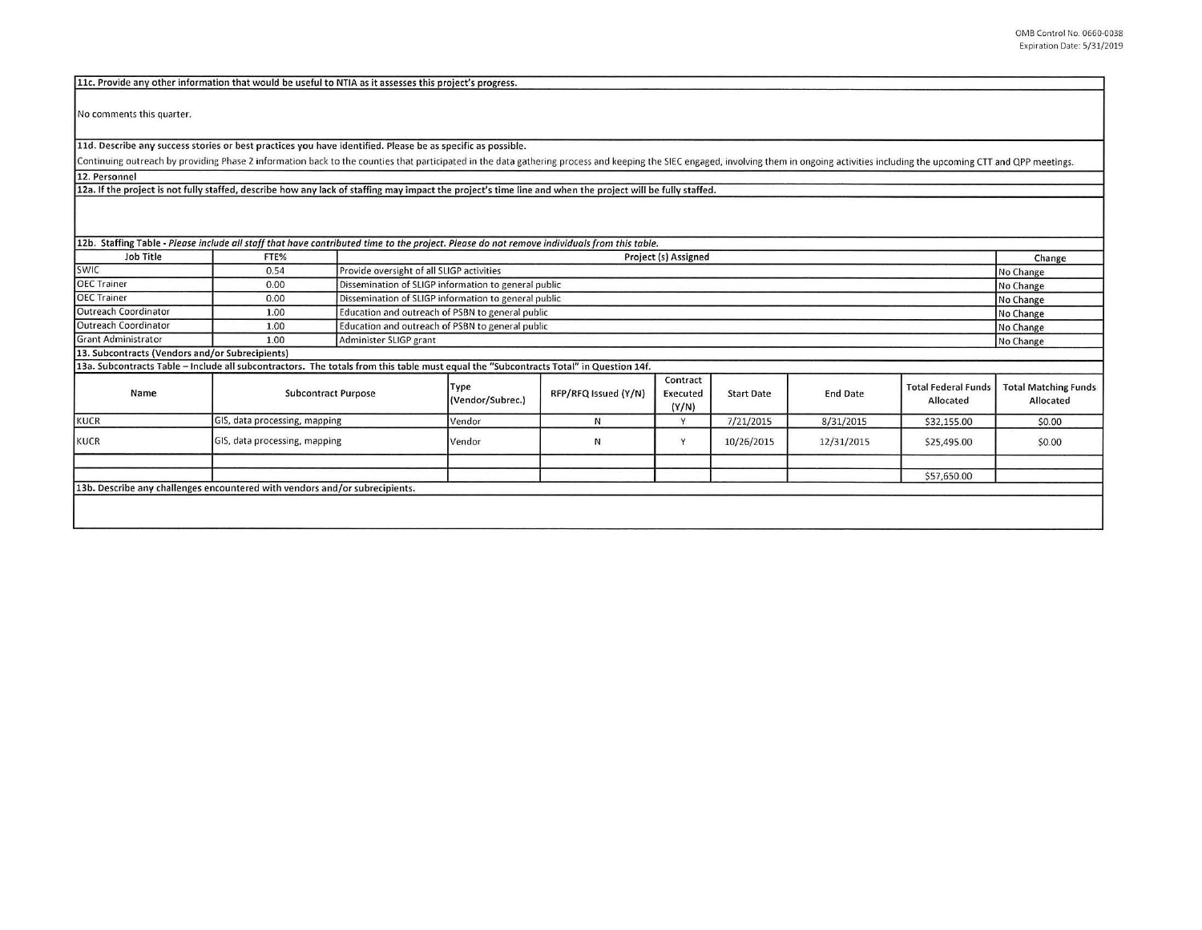**11c. Provide any other information that would be useful to NTIA as it assesses this project's progress.**

No comments this quarter.

**11d. Describe any success stories or best practices you have identified. Please be as specific as possible.**

Continuing outreach by providing Phase 2 information back to the counties that participated in the data gathering process and keeping the SIEC engaged, involving them in ongoing activities including the upcoming CTT and QPP meetings.

**12. Personnel**

**12a. If the project is not fully staffed, describe how any lack of staffing may impact the project's time line and when the project will be fully staffed.**

**12b. Staffing Table** - *Please include all staff that have contributed time to the project. Please do not remove individuals from this table.*

| Job Title | FTE% | Project (s) Assigned | Change |
|---|---|---|---|
| SWIC | 0.54 | Provide oversight of all SLIGP activities | No Change |
| OEC Trainer | 0.00 | Dissemination of SLIGP information to general public | No Change |
| OEC Trainer | 0.00 | Dissemination of SLIGP information to general public | No Change |
| Outreach Coordinator | 1.00 | Education and outreach of PSBN to general public | No Change |
| Outreach Coordinator | 1.00 | Education and outreach of PSBN to general public | No Change |
| Grant Administrator | 1.00 | Administer SLIGP grant | No Change |

**13. Subcontracts (Vendors and/or Subrecipients)**

**13a. Subcontracts Table – Include all subcontractors. The totals from this table must equal the "Subcontracts Total" in Question 14f.**

| Name | Subcontract Purpose | Type (Vendor/Subrec.) | RFP/RFQ Issued (Y/N) | Contract Executed (Y/N) | Start Date | End Date | Total Federal Funds Allocated | Total Matching Funds Allocated |
|---|---|---|---|---|---|---|---|---|
| KUCR | GIS, data processing, mapping | Vendor | N | Y | 7/21/2015 | 8/31/2015 | $32,155.00 | $0.00 |
| KUCR | GIS, data processing, mapping | Vendor | N | Y | 10/26/2015 | 12/31/2015 | $25,495.00 | $0.00 |
| | | | | | | | | |
| | | | | | | | $57,650.00 | |

**13b. Describe any challenges encountered with vendors and/or subrecipients.**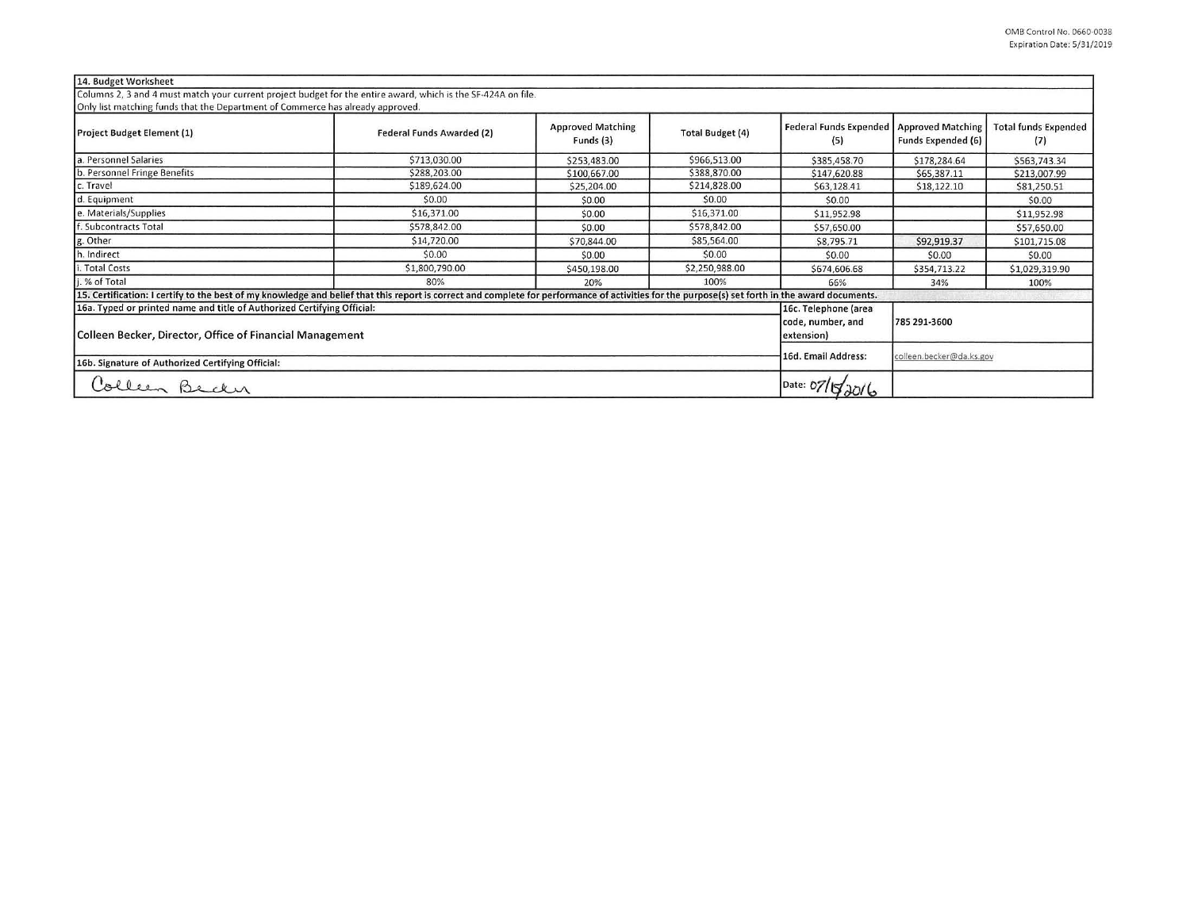OMB Control No. 0660-0038
Expiration Date: 5/31/2019

| 14. Budget Worksheet | | | | | | |
|---|---|---|---|---|---|---|
| Columns 2, 3 and 4 must match your current project budget for the entire award, which is the SF-424A on file. Only list matching funds that the Department of Commerce has already approved. | | | | | | |
| **Project Budget Element (1)** | **Federal Funds Awarded (2)** | **Approved Matching Funds (3)** | **Total Budget (4)** | **Federal Funds Expended (5)** | **Approved Matching Funds Expended (6)** | **Total funds Expended (7)** |
| a. Personnel Salaries | $713,030.00 | $253,483.00 | $966,513.00 | $385,458.70 | $178,284.64 | $563,743.34 |
| b. Personnel Fringe Benefits | $288,203.00 | $100,667.00 | $388,870.00 | $147,620.88 | $65,387.11 | $213,007.99 |
| c. Travel | $189,624.00 | $25,204.00 | $214,828.00 | $63,128.41 | $18,122.10 | $81,250.51 |
| d. Equipment | $0.00 | $0.00 | $0.00 | $0.00 | | $0.00 |
| e. Materials/Supplies | $16,371.00 | $0.00 | $16,371.00 | $11,952.98 | | $11,952.98 |
| f. Subcontracts Total | $578,842.00 | $0.00 | $578,842.00 | $57,650.00 | | $57,650.00 |
| g. Other | $14,720.00 | $70,844.00 | $85,564.00 | $8,795.71 | $92,919.37 | $101,715.08 |
| h. Indirect | $0.00 | $0.00 | $0.00 | $0.00 | $0.00 | $0.00 |
| i. Total Costs | $1,800,790.00 | $450,198.00 | $2,250,988.00 | $674,606.68 | $354,713.22 | $1,029,319.90 |
| j. % of Total | 80% | 20% | 100% | 66% | 34% | 100% |

**15. Certification: I certify to the best of my knowledge and belief that this report is correct and complete for performance of activities for the purpose(s) set forth in the award documents.**

| | | |
|---|---|---|
| **16a. Typed or printed name and title of Authorized Certifying Official:** Colleen Becker, Director, Office of Financial Management | **16c. Telephone (area code, number, and extension)** | **785 291-3600** |
| **16b. Signature of Authorized Certifying Official:** Colleen Becker | **16d. Email Address:** | colleen.becker@da.ks.gov |
| | Date: 07/15/2016 | |